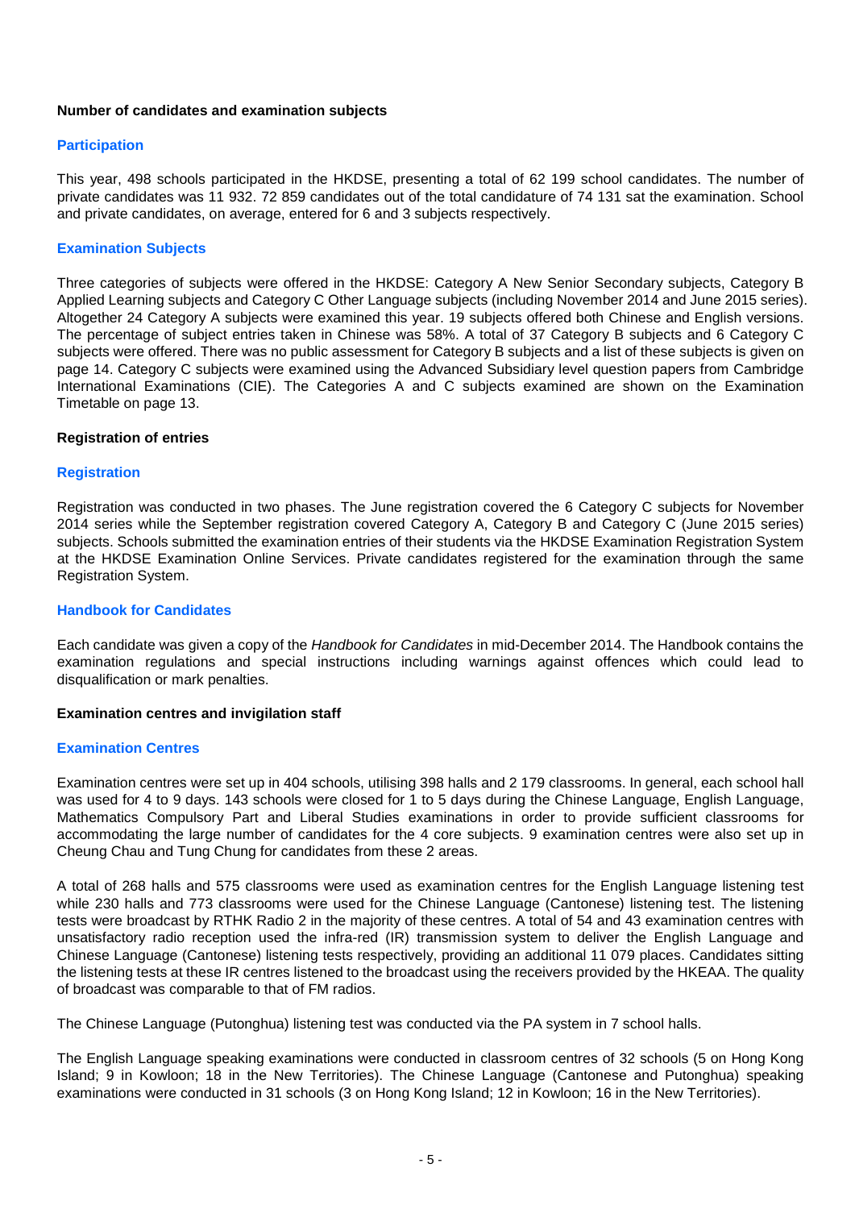## Number of candidates and examination subjects

### Participation

This year, 498 schools participated in the HKDSE, presenting a total of 62 199 school candidates. The number of private candidates was 11 932. 72 859 candidates out of the total candidature of 74 131 sat the examination. School and private candidates, on average, entered for 6 and 3 subjects respectively.

### Examination Subjects

Three categories of subjects were offered in the HKDSE: Category A New Senior Secondary subjects, Category B Applied Learning subjects and Category C Other Language subjects (including November 2014 and June 2015 series). Altogether 24 Category A subjects were examined this year. 19 subjects offered both Chinese and English versions. The percentage of subject entries taken in Chinese was 58%. A total of 37 Category B subjects and 6 Category C subjects were offered. There was no public assessment for Category B subjects and a list of these subjects is given on page 14. Category C subjects were examined using the Advanced Subsidiary level question papers from Cambridge International Examinations (CIE). The Categories A and C subjects examined are shown on the Examination Timetable on page 13.

## Registration of entries

### Registration

Registration was conducted in two phases. The June registration covered the 6 Category C subjects for November 2014 series while the September registration covered Category A, Category B and Category C (June 2015 series) subjects. Schools submitted the examination entries of their students via the HKDSE Examination Registration System at the HKDSE Examination Online Services. Private candidates registered for the examination through the same Registration System.

### Handbook for Candidates

Each candidate was given a copy of the *Handbook for Candidates* in mid-December 2014. The Handbook contains the examination regulations and special instructions including warnings against offences which could lead to disqualification or mark penalties.

## Examination centres and invigilation staff

### Examination Centres

Examination centres were set up in 404 schools, utilising 398 halls and 2 179 classrooms. In general, each school hall was used for 4 to 9 days. 143 schools were closed for 1 to 5 days during the Chinese Language, English Language, Mathematics Compulsory Part and Liberal Studies examinations in order to provide sufficient classrooms for accommodating the large number of candidates for the 4 core subjects. 9 examination centres were also set up in Cheung Chau and Tung Chung for candidates from these 2 areas.

A total of 268 halls and 575 classrooms were used as examination centres for the English Language listening test while 230 halls and 773 classrooms were used for the Chinese Language (Cantonese) listening test. The listening tests were broadcast by RTHK Radio 2 in the majority of these centres. A total of 54 and 43 examination centres with unsatisfactory radio reception used the infra-red (IR) transmission system to deliver the English Language and Chinese Language (Cantonese) listening tests respectively, providing an additional 11 079 places. Candidates sitting the listening tests at these IR centres listened to the broadcast using the receivers provided by the HKEAA. The quality of broadcast was comparable to that of FM radios.

The Chinese Language (Putonghua) listening test was conducted via the PA system in 7 school halls.

The English Language speaking examinations were conducted in classroom centres of 32 schools (5 on Hong Kong Island; 9 in Kowloon; 18 in the New Territories). The Chinese Language (Cantonese and Putonghua) speaking examinations were conducted in 31 schools (3 on Hong Kong Island; 12 in Kowloon; 16 in the New Territories).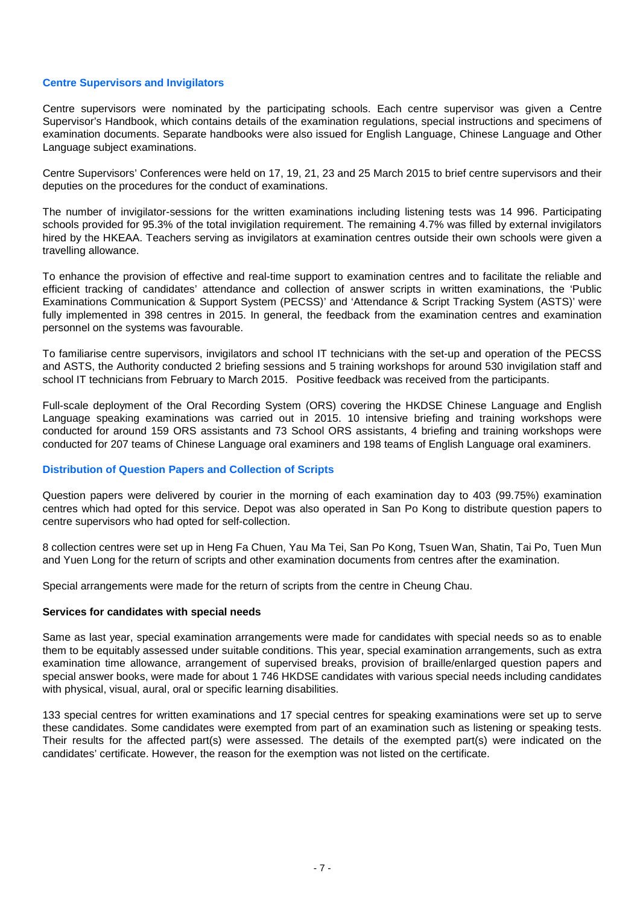## Centre Supervisors and Invigilators

Centre supervisors were nominated by the participating schools. Each centre supervisor was given a Centre Supervisor's Handbook, which contains details of the examination regulations, special instructions and specimens of examination documents. Separate handbooks were also issued for English Language, Chinese Language and Other Language subject examinations.

Centre Supervisors' Conferences were held on 17, 19, 21, 23 and 25 March 2015 to brief centre supervisors and their deputies on the procedures for the conduct of examinations.

The number of invigilator-sessions for the written examinations including listening tests was 14 996. Participating schools provided for 95.3% of the total invigilation requirement. The remaining 4.7% was filled by external invigilators hired by the HKEAA. Teachers serving as invigilators at examination centres outside their own schools were given a travelling allowance.

To enhance the provision of effective and real-time support to examination centres and to facilitate the reliable and efficient tracking of candidates' attendance and collection of answer scripts in written examinations, the 'Public Examinations Communication & Support System (PECSS)' and 'Attendance & Script Tracking System (ASTS)' were fully implemented in 398 centres in 2015. In general, the feedback from the examination centres and examination personnel on the systems was favourable.

To familiarise centre supervisors, invigilators and school IT technicians with the set-up and operation of the PECSS and ASTS, the Authority conducted 2 briefing sessions and 5 training workshops for around 530 invigilation staff and school IT technicians from February to March 2015. Positive feedback was received from the participants.

Full-scale deployment of the Oral Recording System (ORS) covering the HKDSE Chinese Language and English Language speaking examinations was carried out in 2015. 10 intensive briefing and training workshops were conducted for around 159 ORS assistants and 73 School ORS assistants, 4 briefing and training workshops were conducted for 207 teams of Chinese Language oral examiners and 198 teams of English Language oral examiners.

## Distribution of Question Papers and Collection of Scripts

Question papers were delivered by courier in the morning of each examination day to 403 (99.75%) examination centres which had opted for this service. Depot was also operated in San Po Kong to distribute question papers to centre supervisors who had opted for self-collection.

8 collection centres were set up in Heng Fa Chuen, Yau Ma Tei, San Po Kong, Tsuen Wan, Shatin, Tai Po, Tuen Mun and Yuen Long for the return of scripts and other examination documents from centres after the examination.

Special arrangements were made for the return of scripts from the centre in Cheung Chau.

### Services for candidates with special needs

Same as last year, special examination arrangements were made for candidates with special needs so as to enable them to be equitably assessed under suitable conditions. This year, special examination arrangements, such as extra examination time allowance, arrangement of supervised breaks, provision of braille/enlarged question papers and special answer books, were made for about 1 746 HKDSE candidates with various special needs including candidates with physical, visual, aural, oral or specific learning disabilities.

133 special centres for written examinations and 17 special centres for speaking examinations were set up to serve these candidates. Some candidates were exempted from part of an examination such as listening or speaking tests. Their results for the affected part(s) were assessed. The details of the exempted part(s) were indicated on the candidates' certificate. However, the reason for the exemption was not listed on the certificate.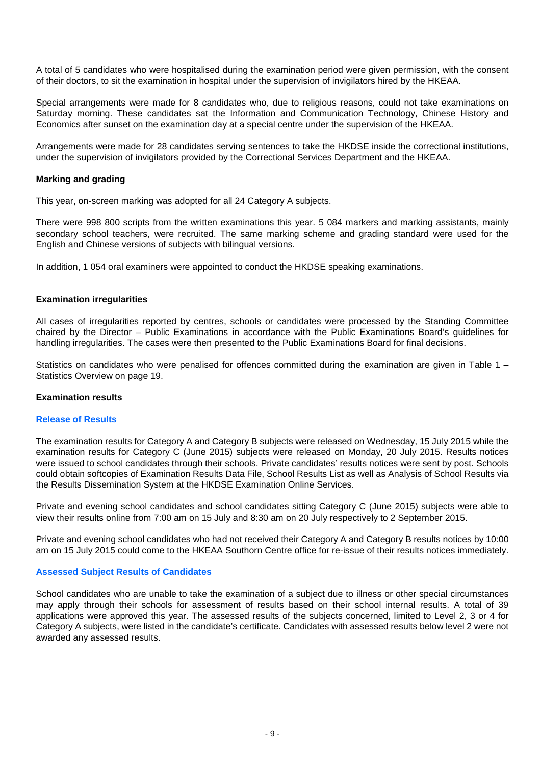A total of 5 candidates who were hospitalised during the examination period were given permission, with the consent of their doctors, to sit the examination in hospital under the supervision of invigilators hired by the HKEAA.

Special arrangements were made for 8 candidates who, due to religious reasons, could not take examinations on Saturday morning. These candidates sat the Information and Communication Technology, Chinese History and Economics after sunset on the examination day at a special centre under the supervision of the HKEAA.

Arrangements were made for 28 candidates serving sentences to take the HKDSE inside the correctional institutions, under the supervision of invigilators provided by the Correctional Services Department and the HKEAA.

**Marking and grading**

This year, on-screen marking was adopted for all 24 Category A subjects.

There were 998 800 scripts from the written examinations this year. 5 084 markers and marking assistants, mainly secondary school teachers, were recruited. The same marking scheme and grading standard were used for the English and Chinese versions of subjects with bilingual versions.

In addition, 1 054 oral examiners were appointed to conduct the HKDSE speaking examinations.

**Examination irregularities**

All cases of irregularities reported by centres, schools or candidates were processed by the Standing Committee chaired by the Director – Public Examinations in accordance with the Public Examinations Board's guidelines for handling irregularities. The cases were then presented to the Public Examinations Board for final decisions.

Statistics on candidates who were penalised for offences committed during the examination are given in Table 1 – Statistics Overview on page 19.

**Examination results**

**Release of Results**

The examination results for Category A and Category B subjects were released on Wednesday, 15 July 2015 while the examination results for Category C (June 2015) subjects were released on Monday, 20 July 2015. Results notices were issued to school candidates through their schools. Private candidates' results notices were sent by post. Schools could obtain softcopies of Examination Results Data File, School Results List as well as Analysis of School Results via the Results Dissemination System at the HKDSE Examination Online Services.

Private and evening school candidates and school candidates sitting Category C (June 2015) subjects were able to view their results online from 7:00 am on 15 July and 8:30 am on 20 July respectively to 2 September 2015.

Private and evening school candidates who had not received their Category A and Category B results notices by 10:00 am on 15 July 2015 could come to the HKEAA Southorn Centre office for re-issue of their results notices immediately.

**Assessed Subject Results of Candidates**

School candidates who are unable to take the examination of a subject due to illness or other special circumstances may apply through their schools for assessment of results based on their school internal results. A total of 39 applications were approved this year. The assessed results of the subjects concerned, limited to Level 2, 3 or 4 for Category A subjects, were listed in the candidate's certificate. Candidates with assessed results below level 2 were not awarded any assessed results.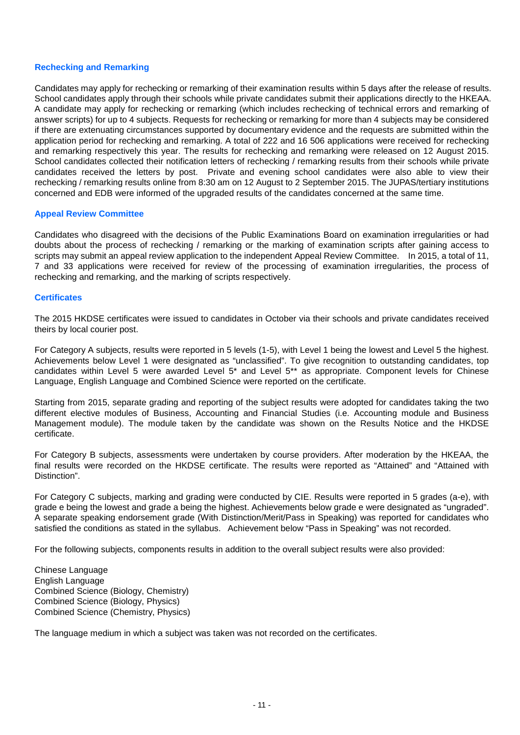## Rechecking and Remarking

Candidates may apply for rechecking or remarking of their examination results within 5 days after the release of results. School candidates apply through their schools while private candidates submit their applications directly to the HKEAA. A candidate may apply for rechecking or remarking (which includes rechecking of technical errors and remarking of answer scripts) for up to 4 subjects. Requests for rechecking or remarking for more than 4 subjects may be considered if there are extenuating circumstances supported by documentary evidence and the requests are submitted within the application period for rechecking and remarking. A total of 222 and 16 506 applications were received for rechecking and remarking respectively this year. The results for rechecking and remarking were released on 12 August 2015. School candidates collected their notification letters of rechecking / remarking results from their schools while private candidates received the letters by post. Private and evening school candidates were also able to view their rechecking / remarking results online from 8:30 am on 12 August to 2 September 2015. The JUPAS/tertiary institutions concerned and EDB were informed of the upgraded results of the candidates concerned at the same time.

## Appeal Review Committee

Candidates who disagreed with the decisions of the Public Examinations Board on examination irregularities or had doubts about the process of rechecking / remarking or the marking of examination scripts after gaining access to scripts may submit an appeal review application to the independent Appeal Review Committee. In 2015, a total of 11, 7 and 33 applications were received for review of the processing of examination irregularities, the process of rechecking and remarking, and the marking of scripts respectively.

## Certificates

The 2015 HKDSE certificates were issued to candidates in October via their schools and private candidates received theirs by local courier post.

For Category A subjects, results were reported in 5 levels (1-5), with Level 1 being the lowest and Level 5 the highest. Achievements below Level 1 were designated as "unclassified". To give recognition to outstanding candidates, top candidates within Level 5 were awarded Level 5* and Level 5** as appropriate. Component levels for Chinese Language, English Language and Combined Science were reported on the certificate.

Starting from 2015, separate grading and reporting of the subject results were adopted for candidates taking the two different elective modules of Business, Accounting and Financial Studies (i.e. Accounting module and Business Management module). The module taken by the candidate was shown on the Results Notice and the HKDSE certificate.

For Category B subjects, assessments were undertaken by course providers. After moderation by the HKEAA, the final results were recorded on the HKDSE certificate. The results were reported as "Attained" and "Attained with Distinction".

For Category C subjects, marking and grading were conducted by CIE. Results were reported in 5 grades (a-e), with grade e being the lowest and grade a being the highest. Achievements below grade e were designated as "ungraded". A separate speaking endorsement grade (With Distinction/Merit/Pass in Speaking) was reported for candidates who satisfied the conditions as stated in the syllabus. Achievement below "Pass in Speaking" was not recorded.

For the following subjects, components results in addition to the overall subject results were also provided:

Chinese Language
English Language
Combined Science (Biology, Chemistry)
Combined Science (Biology, Physics)
Combined Science (Chemistry, Physics)

The language medium in which a subject was taken was not recorded on the certificates.